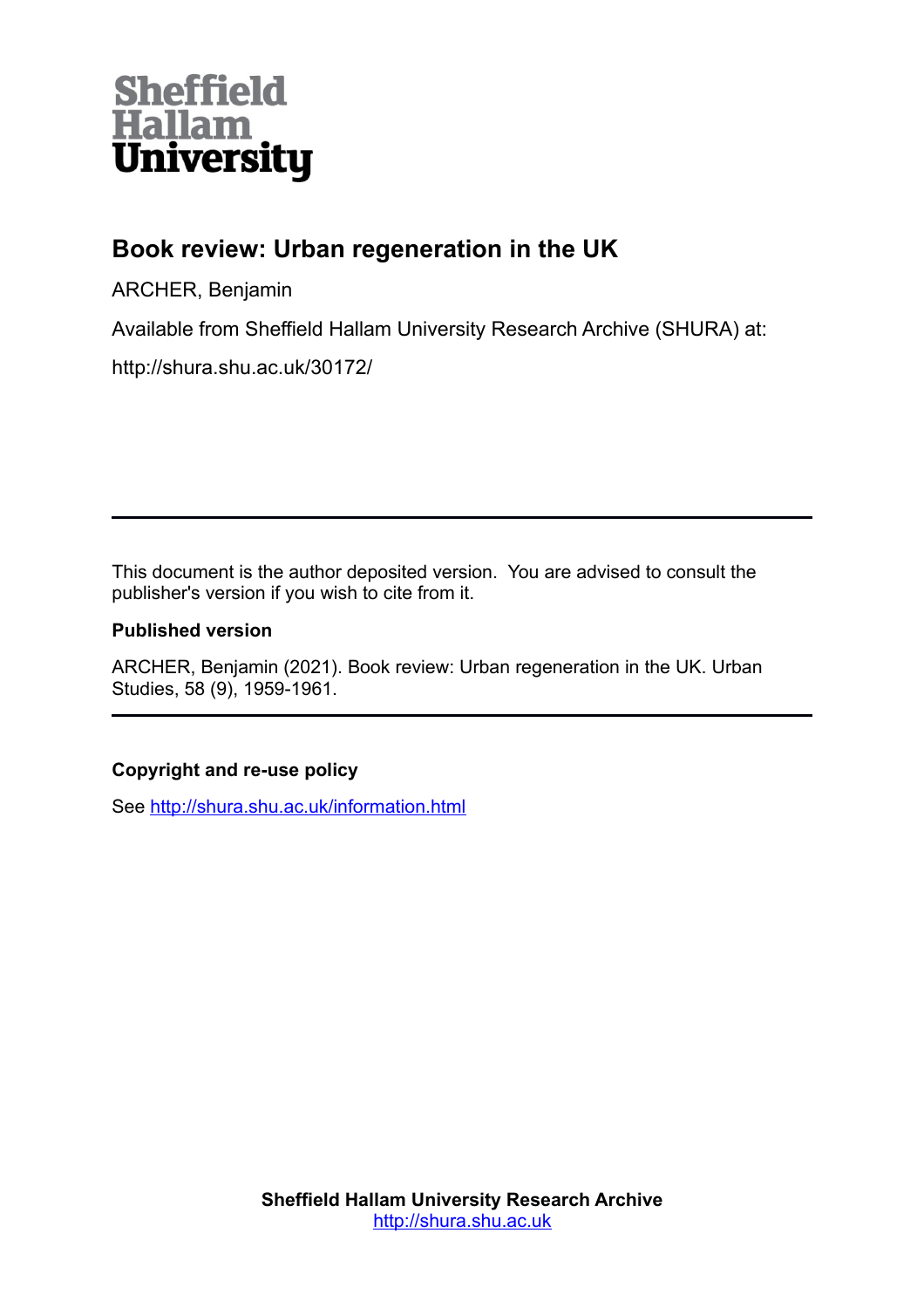Sheffield Hallam University

# Book review: Urban regeneration in the UK

ARCHER, Benjamin

Available from Sheffield Hallam University Research Archive (SHURA) at:

http://shura.shu.ac.uk/30172/

---

This document is the author deposited version. You are advised to consult the publisher's version if you wish to cite from it.

**Published version**

ARCHER, Benjamin (2021). Book review: Urban regeneration in the UK. Urban Studies, 58 (9), 1959-1961.

---

**Copyright and re-use policy**

See http://shura.shu.ac.uk/information.html

**Sheffield Hallam University Research Archive**
http://shura.shu.ac.uk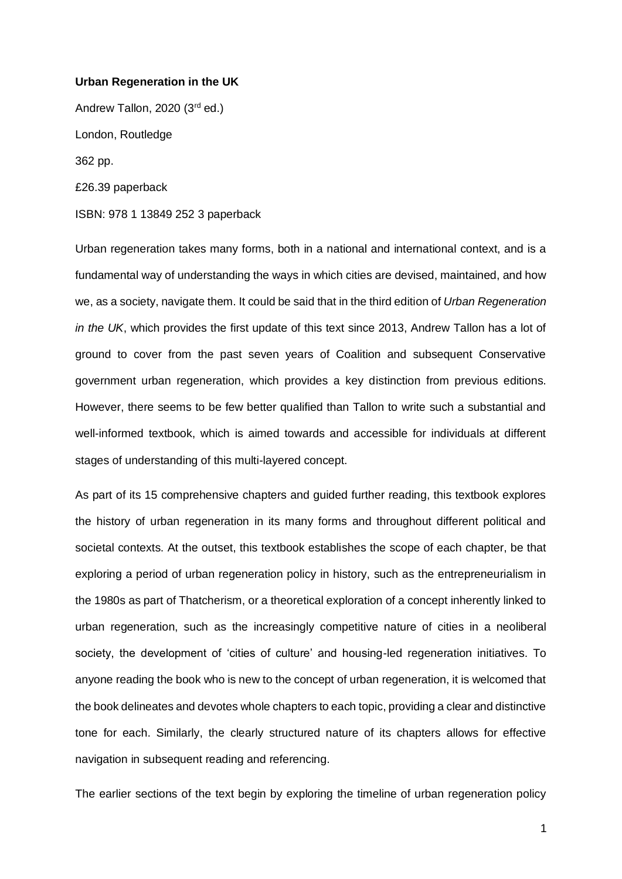**Urban Regeneration in the UK**

Andrew Tallon, 2020 (3rd ed.)

London, Routledge

362 pp.

£26.39 paperback

ISBN: 978 1 13849 252 3 paperback

Urban regeneration takes many forms, both in a national and international context, and is a fundamental way of understanding the ways in which cities are devised, maintained, and how we, as a society, navigate them. It could be said that in the third edition of *Urban Regeneration in the UK*, which provides the first update of this text since 2013, Andrew Tallon has a lot of ground to cover from the past seven years of Coalition and subsequent Conservative government urban regeneration, which provides a key distinction from previous editions. However, there seems to be few better qualified than Tallon to write such a substantial and well-informed textbook, which is aimed towards and accessible for individuals at different stages of understanding of this multi-layered concept.

As part of its 15 comprehensive chapters and guided further reading, this textbook explores the history of urban regeneration in its many forms and throughout different political and societal contexts. At the outset, this textbook establishes the scope of each chapter, be that exploring a period of urban regeneration policy in history, such as the entrepreneurialism in the 1980s as part of Thatcherism, or a theoretical exploration of a concept inherently linked to urban regeneration, such as the increasingly competitive nature of cities in a neoliberal society, the development of 'cities of culture' and housing-led regeneration initiatives. To anyone reading the book who is new to the concept of urban regeneration, it is welcomed that the book delineates and devotes whole chapters to each topic, providing a clear and distinctive tone for each. Similarly, the clearly structured nature of its chapters allows for effective navigation in subsequent reading and referencing.

The earlier sections of the text begin by exploring the timeline of urban regeneration policy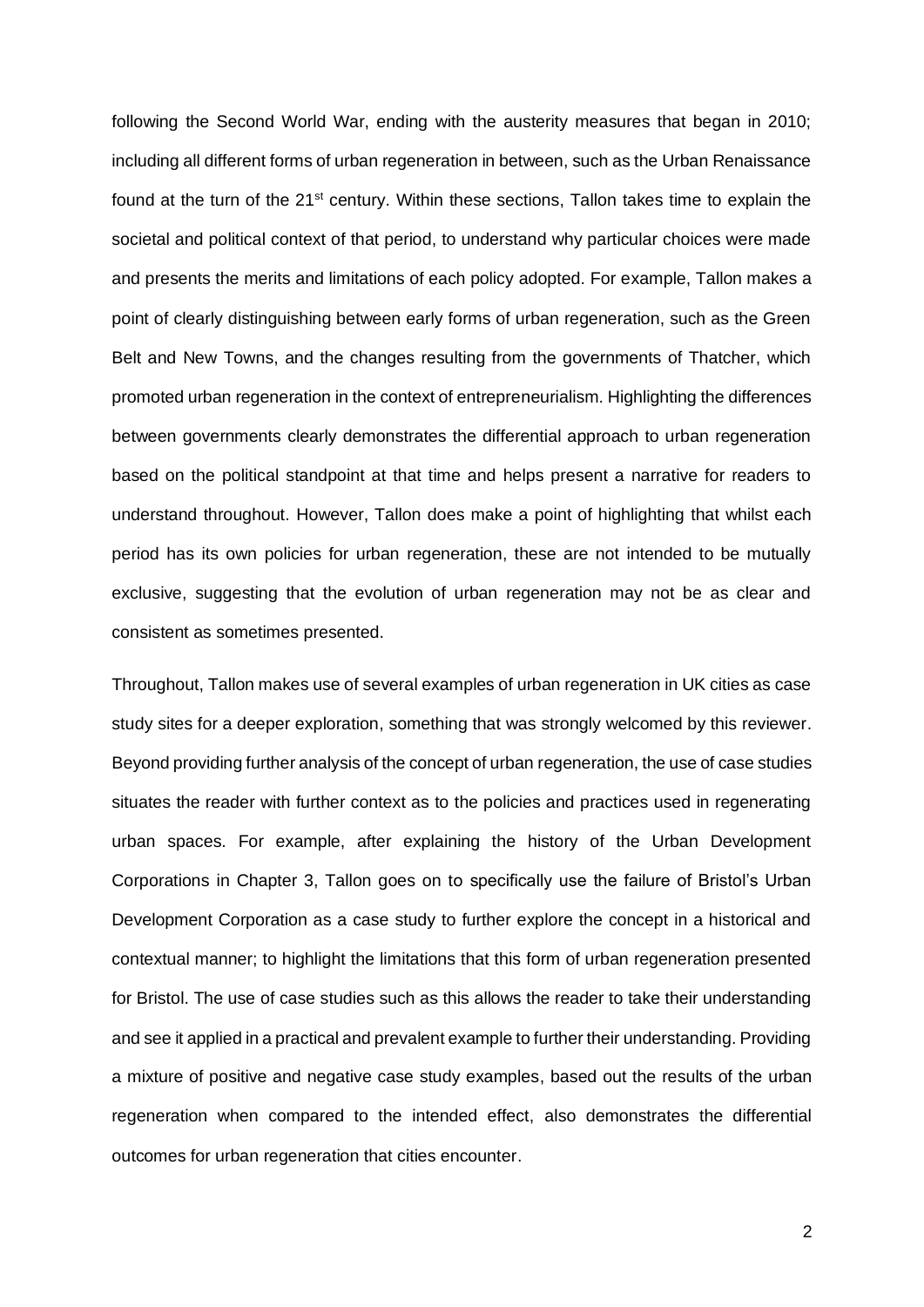following the Second World War, ending with the austerity measures that began in 2010; including all different forms of urban regeneration in between, such as the Urban Renaissance found at the turn of the 21st century. Within these sections, Tallon takes time to explain the societal and political context of that period, to understand why particular choices were made and presents the merits and limitations of each policy adopted. For example, Tallon makes a point of clearly distinguishing between early forms of urban regeneration, such as the Green Belt and New Towns, and the changes resulting from the governments of Thatcher, which promoted urban regeneration in the context of entrepreneurialism. Highlighting the differences between governments clearly demonstrates the differential approach to urban regeneration based on the political standpoint at that time and helps present a narrative for readers to understand throughout. However, Tallon does make a point of highlighting that whilst each period has its own policies for urban regeneration, these are not intended to be mutually exclusive, suggesting that the evolution of urban regeneration may not be as clear and consistent as sometimes presented.

Throughout, Tallon makes use of several examples of urban regeneration in UK cities as case study sites for a deeper exploration, something that was strongly welcomed by this reviewer. Beyond providing further analysis of the concept of urban regeneration, the use of case studies situates the reader with further context as to the policies and practices used in regenerating urban spaces. For example, after explaining the history of the Urban Development Corporations in Chapter 3, Tallon goes on to specifically use the failure of Bristol's Urban Development Corporation as a case study to further explore the concept in a historical and contextual manner; to highlight the limitations that this form of urban regeneration presented for Bristol. The use of case studies such as this allows the reader to take their understanding and see it applied in a practical and prevalent example to further their understanding. Providing a mixture of positive and negative case study examples, based out the results of the urban regeneration when compared to the intended effect, also demonstrates the differential outcomes for urban regeneration that cities encounter.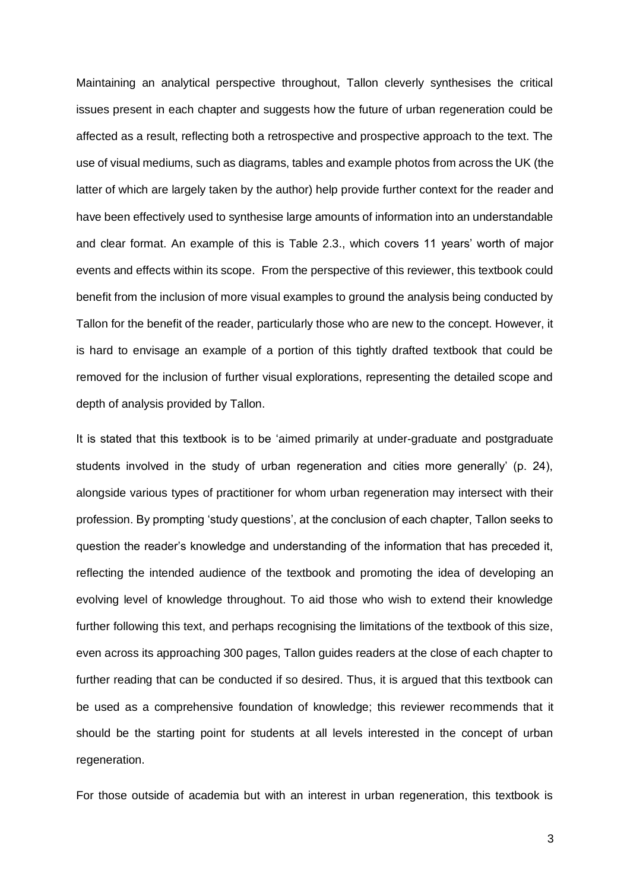Maintaining an analytical perspective throughout, Tallon cleverly synthesises the critical issues present in each chapter and suggests how the future of urban regeneration could be affected as a result, reflecting both a retrospective and prospective approach to the text. The use of visual mediums, such as diagrams, tables and example photos from across the UK (the latter of which are largely taken by the author) help provide further context for the reader and have been effectively used to synthesise large amounts of information into an understandable and clear format. An example of this is Table 2.3., which covers 11 years' worth of major events and effects within its scope. From the perspective of this reviewer, this textbook could benefit from the inclusion of more visual examples to ground the analysis being conducted by Tallon for the benefit of the reader, particularly those who are new to the concept. However, it is hard to envisage an example of a portion of this tightly drafted textbook that could be removed for the inclusion of further visual explorations, representing the detailed scope and depth of analysis provided by Tallon.

It is stated that this textbook is to be 'aimed primarily at under-graduate and postgraduate students involved in the study of urban regeneration and cities more generally' (p. 24), alongside various types of practitioner for whom urban regeneration may intersect with their profession. By prompting 'study questions', at the conclusion of each chapter, Tallon seeks to question the reader's knowledge and understanding of the information that has preceded it, reflecting the intended audience of the textbook and promoting the idea of developing an evolving level of knowledge throughout. To aid those who wish to extend their knowledge further following this text, and perhaps recognising the limitations of the textbook of this size, even across its approaching 300 pages, Tallon guides readers at the close of each chapter to further reading that can be conducted if so desired. Thus, it is argued that this textbook can be used as a comprehensive foundation of knowledge; this reviewer recommends that it should be the starting point for students at all levels interested in the concept of urban regeneration.

For those outside of academia but with an interest in urban regeneration, this textbook is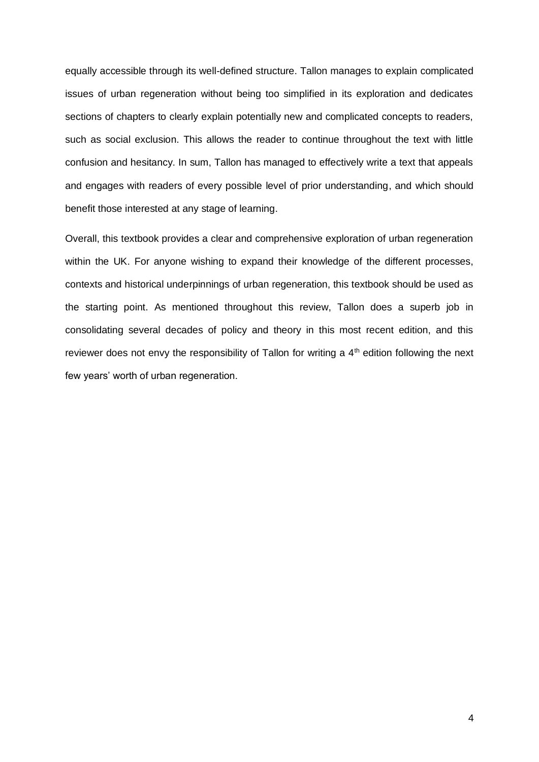equally accessible through its well-defined structure. Tallon manages to explain complicated issues of urban regeneration without being too simplified in its exploration and dedicates sections of chapters to clearly explain potentially new and complicated concepts to readers, such as social exclusion. This allows the reader to continue throughout the text with little confusion and hesitancy. In sum, Tallon has managed to effectively write a text that appeals and engages with readers of every possible level of prior understanding, and which should benefit those interested at any stage of learning.

Overall, this textbook provides a clear and comprehensive exploration of urban regeneration within the UK. For anyone wishing to expand their knowledge of the different processes, contexts and historical underpinnings of urban regeneration, this textbook should be used as the starting point. As mentioned throughout this review, Tallon does a superb job in consolidating several decades of policy and theory in this most recent edition, and this reviewer does not envy the responsibility of Tallon for writing a 4th edition following the next few years' worth of urban regeneration.